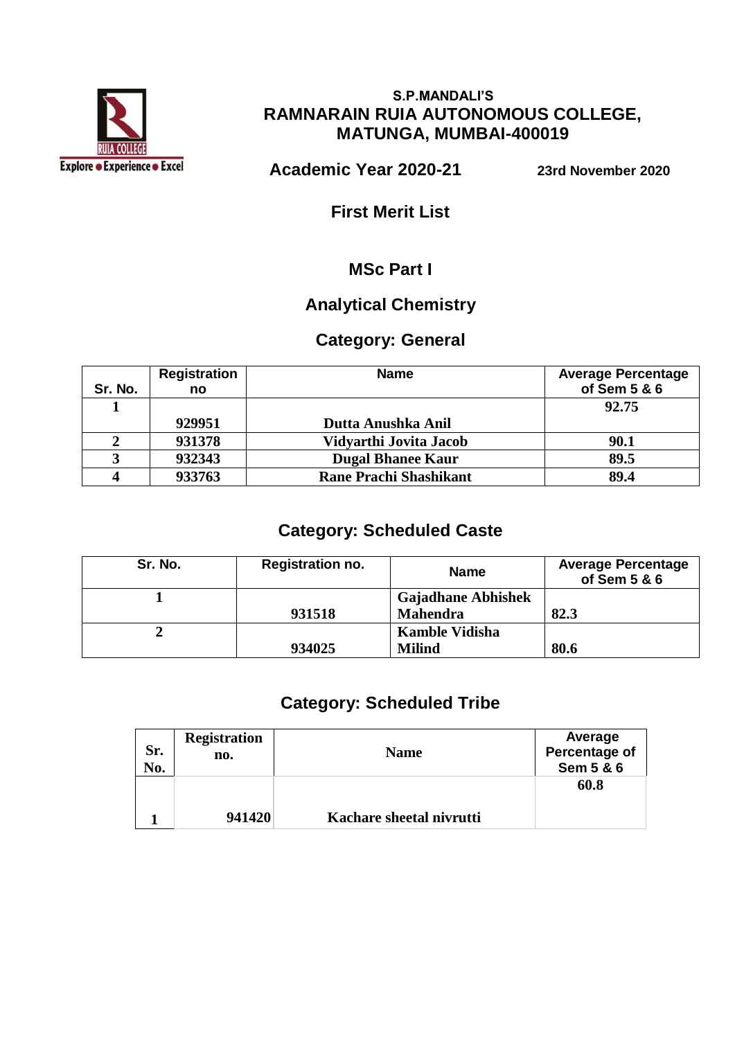**S.P.MANDALI'S**

# RAMNARAIN RUIA AUTONOMOUS COLLEGE, MATUNGA, MUMBAI-400019

**Academic Year 2020-21** **23rd November 2020**

## First Merit List

## MSc Part I

## Analytical Chemistry

### Category: General

| Sr. No. | Registration no | Name | Average Percentage of Sem 5 & 6 |
|---|---|---|---|
| 1 | 929951 | Dutta Anushka Anil | 92.75 |
| 2 | 931378 | Vidyarthi Jovita Jacob | 90.1 |
| 3 | 932343 | Dugal Bhanee Kaur | 89.5 |
| 4 | 933763 | Rane Prachi Shashikant | 89.4 |

### Category: Scheduled Caste

| Sr. No. | Registration no. | Name | Average Percentage of Sem 5 & 6 |
|---|---|---|---|
| 1 | 931518 | Gajadhane Abhishek Mahendra | 82.3 |
| 2 | 934025 | Kamble Vidisha Milind | 80.6 |

### Category: Scheduled Tribe

| Sr. No. | Registration no. | Name | Average Percentage of Sem 5 & 6 |
|---|---|---|---|
| 1 | 941420 | Kachare sheetal nivrutti | 60.8 |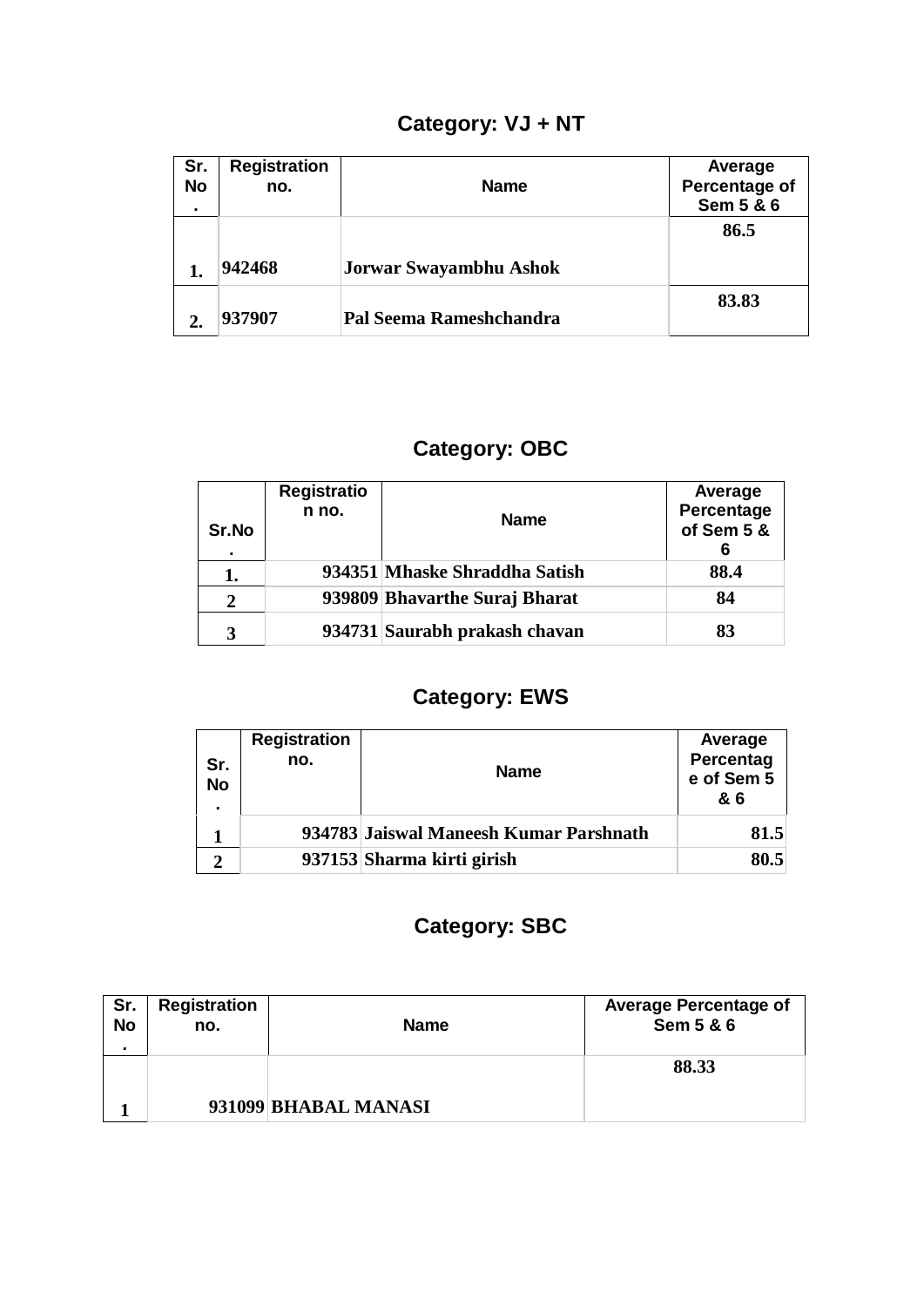## Category: VJ + NT

| Sr. No. | Registration no. | Name | Average Percentage of Sem 5 & 6 |
|---|---|---|---|
| 1. | 942468 | Jorwar Swayambhu Ashok | 86.5 |
| 2. | 937907 | Pal Seema Rameshchandra | 83.83 |

## Category: OBC

| Sr.No. | Registration no. | Name | Average Percentage of Sem 5 & 6 |
|---|---|---|---|
| 1. | 934351 | Mhaske Shraddha Satish | 88.4 |
| 2 | 939809 | Bhavarthe Suraj Bharat | 84 |
| 3 | 934731 | Saurabh prakash chavan | 83 |

## Category: EWS

| Sr. No. | Registration no. | Name | Average Percentage of Sem 5 & 6 |
|---|---|---|---|
| 1 | 934783 | Jaiswal Maneesh Kumar Parshnath | 81.5 |
| 2 | 937153 | Sharma kirti girish | 80.5 |

## Category: SBC

| Sr. No. | Registration no. | Name | Average Percentage of Sem 5 & 6 |
|---|---|---|---|
| 1 | 931099 | BHABAL MANASI | 88.33 |